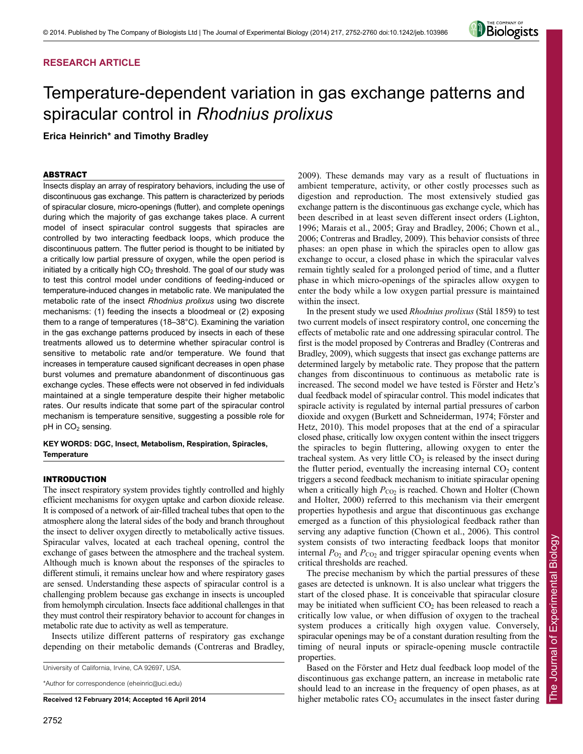RESEARCH ARTICLE

# Temperature-dependent variation in gas exchange patterns and spiracular control in *Rhodnius prolixus*

**Erica Heinrich* and Timothy Bradley**

## ABSTRACT

Insects display an array of respiratory behaviors, including the use of discontinuous gas exchange. This pattern is characterized by periods of spiracular closure, micro-openings (flutter), and complete openings during which the majority of gas exchange takes place. A current model of insect spiracular control suggests that spiracles are controlled by two interacting feedback loops, which produce the discontinuous pattern. The flutter period is thought to be initiated by a critically low partial pressure of oxygen, while the open period is initiated by a critically high $CO_2$ threshold. The goal of our study was to test this control model under conditions of feeding-induced or temperature-induced changes in metabolic rate. We manipulated the metabolic rate of the insect *Rhodnius prolixus* using two discrete mechanisms: (1) feeding the insects a bloodmeal or (2) exposing them to a range of temperatures (18–38°C). Examining the variation in the gas exchange patterns produced by insects in each of these treatments allowed us to determine whether spiracular control is sensitive to metabolic rate and/or temperature. We found that increases in temperature caused significant decreases in open phase burst volumes and premature abandonment of discontinuous gas exchange cycles. These effects were not observed in fed individuals maintained at a single temperature despite their higher metabolic rates. Our results indicate that some part of the spiracular control mechanism is temperature sensitive, suggesting a possible role for pH in $CO_2$ sensing.

**KEY WORDS: DGC, Insect, Metabolism, Respiration, Spiracles, Temperature**

## INTRODUCTION

The insect respiratory system provides tightly controlled and highly efficient mechanisms for oxygen uptake and carbon dioxide release. It is composed of a network of air-filled tracheal tubes that open to the atmosphere along the lateral sides of the body and branch throughout the insect to deliver oxygen directly to metabolically active tissues. Spiracular valves, located at each tracheal opening, control the exchange of gases between the atmosphere and the tracheal system. Although much is known about the responses of the spiracles to different stimuli, it remains unclear how and where respiratory gases are sensed. Understanding these aspects of spiracular control is a challenging problem because gas exchange in insects is uncoupled from hemolymph circulation. Insects face additional challenges in that they must control their respiratory behavior to account for changes in metabolic rate due to activity as well as temperature.

Insects utilize different patterns of respiratory gas exchange depending on their metabolic demands (Contreras and Bradley, 2009). These demands may vary as a result of fluctuations in ambient temperature, activity, or other costly processes such as digestion and reproduction. The most extensively studied gas exchange pattern is the discontinuous gas exchange cycle, which has been described in at least seven different insect orders (Lighton, 1996; Marais et al., 2005; Gray and Bradley, 2006; Chown et al., 2006; Contreras and Bradley, 2009). This behavior consists of three phases: an open phase in which the spiracles open to allow gas exchange to occur, a closed phase in which the spiracular valves remain tightly sealed for a prolonged period of time, and a flutter phase in which micro-openings of the spiracles allow oxygen to enter the body while a low oxygen partial pressure is maintained within the insect.

In the present study we used *Rhodnius prolixus* (Stål 1859) to test two current models of insect respiratory control, one concerning the effects of metabolic rate and one addressing spiracular control. The first is the model proposed by Contreras and Bradley (Contreras and Bradley, 2009), which suggests that insect gas exchange patterns are determined largely by metabolic rate. They propose that the pattern changes from discontinuous to continuous as metabolic rate is increased. The second model we have tested is Förster and Hetz's dual feedback model of spiracular control. This model indicates that spiracle activity is regulated by internal partial pressures of carbon dioxide and oxygen (Burkett and Schneiderman, 1974; Förster and Hetz, 2010). This model proposes that at the end of a spiracular closed phase, critically low oxygen content within the insect triggers the spiracles to begin fluttering, allowing oxygen to enter the tracheal system. As very little $CO_2$ is released by the insect during the flutter period, eventually the increasing internal $CO_2$ content triggers a second feedback mechanism to initiate spiracular opening when a critically high $P_{CO_2}$ is reached. Chown and Holter (Chown and Holter, 2000) referred to this mechanism via their emergent properties hypothesis and argue that discontinuous gas exchange emerged as a function of this physiological feedback rather than serving any adaptive function (Chown et al., 2006). This control system consists of two interacting feedback loops that monitor internal $P_{O_2}$ and $P_{CO_2}$ and trigger spiracular opening events when critical thresholds are reached.

The precise mechanism by which the partial pressures of these gases are detected is unknown. It is also unclear what triggers the start of the closed phase. It is conceivable that spiracular closure may be initiated when sufficient $CO_2$ has been released to reach a critically low value, or when diffusion of oxygen to the tracheal system produces a critically high oxygen value. Conversely, spiracular openings may be of a constant duration resulting from the timing of neural inputs or spiracle-opening muscle contractile properties.

Based on the Förster and Hetz dual feedback loop model of the discontinuous gas exchange pattern, an increase in metabolic rate should lead to an increase in the frequency of open phases, as at higher metabolic rates $CO_2$ accumulates in the insect faster during

University of California, Irvine, CA 92697, USA.

*Author for correspondence (eheinric@uci.edu)

**Received 12 February 2014; Accepted 16 April 2014**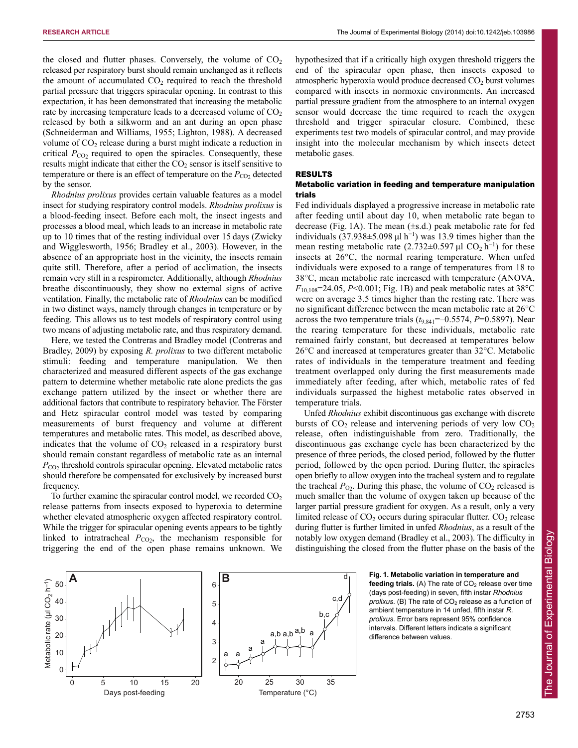the closed and flutter phases. Conversely, the volume of $CO_2$ released per respiratory burst should remain unchanged as it reflects the amount of accumulated $CO_2$ required to reach the threshold partial pressure that triggers spiracular opening. In contrast to this expectation, it has been demonstrated that increasing the metabolic rate by increasing temperature leads to a decreased volume of $CO_2$ released by both a silkworm and an ant during an open phase (Schneiderman and Williams, 1955; Lighton, 1988). A decreased volume of $CO_2$ release during a burst might indicate a reduction in critical $P_{CO_2}$ required to open the spiracles. Consequently, these results might indicate that either the $CO_2$ sensor is itself sensitive to temperature or there is an effect of temperature on the $P_{CO_2}$ detected by the sensor.

*Rhodnius prolixus* provides certain valuable features as a model insect for studying respiratory control models. *Rhodnius prolixus* is a blood-feeding insect. Before each molt, the insect ingests and processes a blood meal, which leads to an increase in metabolic rate up to 10 times that of the resting individual over 15 days (Zwicky and Wigglesworth, 1956; Bradley et al., 2003). However, in the absence of an appropriate host in the vicinity, the insects remain quite still. Therefore, after a period of acclimation, the insects remain very still in a respirometer. Additionally, although *Rhodnius* breathe discontinuously, they show no external signs of active ventilation. Finally, the metabolic rate of *Rhodnius* can be modified in two distinct ways, namely through changes in temperature or by feeding. This allows us to test models of respiratory control using two means of adjusting metabolic rate, and thus respiratory demand.

Here, we tested the Contreras and Bradley model (Contreras and Bradley, 2009) by exposing *R. prolixus* to two different metabolic stimuli: feeding and temperature manipulation. We then characterized and measured different aspects of the gas exchange pattern to determine whether metabolic rate alone predicts the gas exchange pattern utilized by the insect or whether there are additional factors that contribute to respiratory behavior. The Förster and Hetz spiracular control model was tested by comparing measurements of burst frequency and volume at different temperatures and metabolic rates. This model, as described above, indicates that the volume of $CO_2$ released in a respiratory burst should remain constant regardless of metabolic rate as an internal $P_{CO_2}$ threshold controls spiracular opening. Elevated metabolic rates should therefore be compensated for exclusively by increased burst frequency.

To further examine the spiracular control model, we recorded $CO_2$ release patterns from insects exposed to hyperoxia to determine whether elevated atmospheric oxygen affected respiratory control. While the trigger for spiracular opening events appears to be tightly linked to intratracheal $P_{CO_2}$, the mechanism responsible for triggering the end of the open phase remains unknown. We hypothesized that if a critically high oxygen threshold triggers the end of the spiracular open phase, then insects exposed to atmospheric hyperoxia would produce decreased $CO_2$ burst volumes compared with insects in normoxic environments. An increased partial pressure gradient from the atmosphere to an internal oxygen sensor would decrease the time required to reach the oxygen threshold and trigger spiracular closure. Combined, these experiments test two models of spiracular control, and may provide insight into the molecular mechanism by which insects detect metabolic gases.

## RESULTS

### Metabolic variation in feeding and temperature manipulation trials

Fed individuals displayed a progressive increase in metabolic rate after feeding until about day 10, when metabolic rate began to decrease (Fig. 1A). The mean (±s.d.) peak metabolic rate for fed individuals (37.938±5.098 μl $h^{-1}$) was 13.9 times higher than the mean resting metabolic rate (2.732±0.597 μl $CO_2$ $h^{-1}$) for these insects at 26°C, the normal rearing temperature. When unfed individuals were exposed to a range of temperatures from 18 to 38°C, mean metabolic rate increased with temperature (ANOVA, $F_{10,108}$=24.05, $P$<0.001; Fig. 1B) and peak metabolic rates at 38°C were on average 3.5 times higher than the resting rate. There was no significant difference between the mean metabolic rate at 26°C across the two temperature trials ($t_{9,841}$=−0.5574, $P$=0.5897). Near the rearing temperature for these individuals, metabolic rate remained fairly constant, but decreased at temperatures below 26°C and increased at temperatures greater than 32°C. Metabolic rates of individuals in the temperature treatment and feeding treatment overlapped only during the first measurements made immediately after feeding, after which, metabolic rates of fed individuals surpassed the highest metabolic rates observed in temperature trials.

Unfed *Rhodnius* exhibit discontinuous gas exchange with discrete bursts of $CO_2$ release and intervening periods of very low $CO_2$ release, often indistinguishable from zero. Traditionally, the discontinuous gas exchange cycle has been characterized by the presence of three periods, the closed period, followed by the flutter period, followed by the open period. During flutter, the spiracles open briefly to allow oxygen into the tracheal system and to regulate the tracheal $P_{O_2}$. During this phase, the volume of $CO_2$ released is much smaller than the volume of oxygen taken up because of the larger partial pressure gradient for oxygen. As a result, only a very limited release of $CO_2$ occurs during spiracular flutter. $CO_2$ release during flutter is further limited in unfed *Rhodnius*, as a result of the notably low oxygen demand (Bradley et al., 2003). The difficulty in distinguishing the closed from the flutter phase on the basis of the

A
Metabolic rate (μl $CO_2$ $h^{-1}$)
50
40
30
20
10
0
0 5 10 15 20
Days post-feeding

B
6
5
4
3
2
a a a a a,b a,b a,b a b,c c,d d
20 25 30 35
Temperature (°C)

**Fig. 1. Metabolic variation in temperature and feeding trials.** (A) The rate of $CO_2$ release over time (days post-feeding) in seven, fifth instar *Rhodnius prolixus*. (B) The rate of $CO_2$ release as a function of ambient temperature in 14 unfed, fifth instar *R. prolixus*. Error bars represent 95% confidence intervals. Different letters indicate a significant difference between values.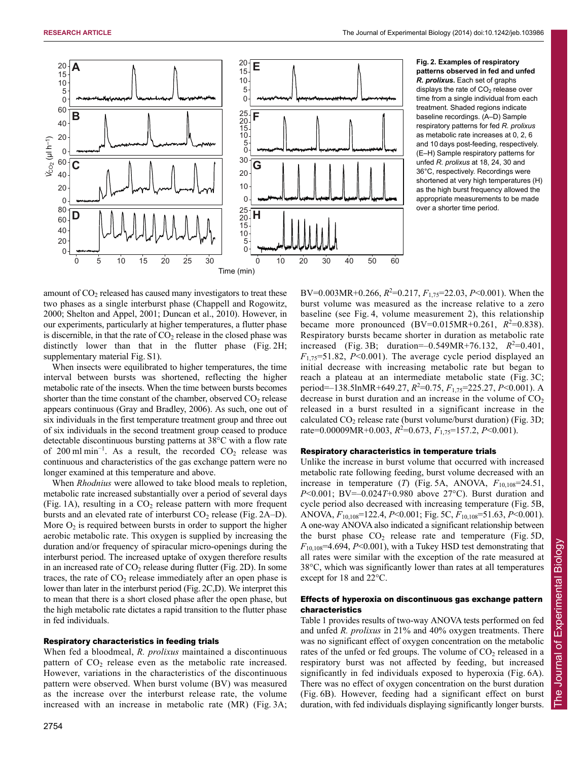A
20
15
10
5
0

B
60
40
20
0

C
60
40
20
0

D
80
60
40
20
0

0 5 10 15 20 25 30

E
20
15
10
5
0

F
25
20
15
10
5
0

G
30
20
10
0

H
25
20
15
10
5
0

0 10 20 30 40 50 60

$\dot{V}_{CO_2}$ (μl h$^{-1}$)

Time (min)

**Fig. 2. Examples of respiratory patterns observed in fed and unfed *R. prolixus*.** Each set of graphs displays the rate of $CO_2$ release over time from a single individual from each treatment. Shaded regions indicate baseline recordings. (A–D) Sample respiratory patterns for fed *R. prolixus* as metabolic rate increases at 0, 2, 6 and 10 days post-feeding, respectively. (E–H) Sample respiratory patterns for unfed *R. prolixus* at 18, 24, 30 and 36°C, respectively. Recordings were shortened at very high temperatures (H) as the high burst frequency allowed the appropriate measurements to be made over a shorter time period.

amount of $CO_2$ released has caused many investigators to treat these two phases as a single interburst phase (Chappell and Rogowitz, 2000; Shelton and Appel, 2001; Duncan et al., 2010). However, in our experiments, particularly at higher temperatures, a flutter phase is discernible, in that the rate of $CO_2$ release in the closed phase was distinctly lower than that in the flutter phase (Fig. 2H; supplementary material Fig. S1).

When insects were equilibrated to higher temperatures, the time interval between bursts was shortened, reflecting the higher metabolic rate of the insects. When the time between bursts becomes shorter than the time constant of the chamber, observed $CO_2$ release appears continuous (Gray and Bradley, 2006). As such, one out of six individuals in the first temperature treatment group and three out of six individuals in the second treatment group ceased to produce detectable discontinuous bursting patterns at 38°C with a flow rate of 200 ml min$^{-1}$. As a result, the recorded $CO_2$ release was continuous and characteristics of the gas exchange pattern were no longer examined at this temperature and above.

When *Rhodnius* were allowed to take blood meals to repletion, metabolic rate increased substantially over a period of several days (Fig. 1A), resulting in a $CO_2$ release pattern with more frequent bursts and an elevated rate of interburst $CO_2$ release (Fig. 2A–D). More $O_2$ is required between bursts in order to support the higher aerobic metabolic rate. This oxygen is supplied by increasing the duration and/or frequency of spiracular micro-openings during the interburst period. The increased uptake of oxygen therefore results in an increased rate of $CO_2$ release during flutter (Fig. 2D). In some traces, the rate of $CO_2$ release immediately after an open phase is lower than later in the interburst period (Fig. 2C,D). We interpret this to mean that there is a short closed phase after the open phase, but the high metabolic rate dictates a rapid transition to the flutter phase in fed individuals.

### Respiratory characteristics in feeding trials

When fed a bloodmeal, *R. prolixus* maintained a discontinuous pattern of $CO_2$ release even as the metabolic rate increased. However, variations in the characteristics of the discontinuous pattern were observed. When burst volume (BV) was measured as the increase over the interburst release rate, the volume increased with an increase in metabolic rate (MR) (Fig. 3A; BV=0.003MR+0.266, $R^2$=0.217, $F_{1,75}$=22.03, $P$<0.001). When the burst volume was measured as the increase relative to a zero baseline (see Fig. 4, volume measurement 2), this relationship became more pronounced (BV=0.015MR+0.261, $R^2$=0.838). Respiratory bursts became shorter in duration as metabolic rate increased (Fig. 3B; duration=–0.549MR+76.132, $R^2$=0.401, $F_{1,75}$=51.82, $P$<0.001). The average cycle period displayed an initial decrease with increasing metabolic rate but began to reach a plateau at an intermediate metabolic state (Fig. 3C; period=–138.5lnMR+649.27, $R^2$=0.75, $F_{1,75}$=225.27, $P$<0.001). A decrease in burst duration and an increase in the volume of $CO_2$ released in a burst resulted in a significant increase in the calculated $CO_2$ release rate (burst volume/burst duration) (Fig. 3D; rate=0.00009MR+0.003, $R^2$=0.673, $F_{1,75}$=157.2, $P$<0.001).

### Respiratory characteristics in temperature trials

Unlike the increase in burst volume that occurred with increased metabolic rate following feeding, burst volume decreased with an increase in temperature ($T$) (Fig. 5A, ANOVA, $F_{10,108}$=24.51, $P$<0.001; BV=–0.024$T$+0.980 above 27°C). Burst duration and cycle period also decreased with increasing temperature (Fig. 5B, ANOVA, $F_{10,108}$=122.4, $P$<0.001; Fig. 5C, $F_{10,108}$=51.63, $P$<0.001). A one-way ANOVA also indicated a significant relationship between the burst phase $CO_2$ release rate and temperature (Fig. 5D, $F_{10,108}$=4.694, $P$<0.001), with a Tukey HSD test demonstrating that all rates were similar with the exception of the rate measured at 38°C, which was significantly lower than rates at all temperatures except for 18 and 22°C.

### Effects of hyperoxia on discontinuous gas exchange pattern characteristics

Table 1 provides results of two-way ANOVA tests performed on fed and unfed *R. prolixus* in 21% and 40% oxygen treatments. There was no significant effect of oxygen concentration on the metabolic rates of the unfed or fed groups. The volume of $CO_2$ released in a respiratory burst was not affected by feeding, but increased significantly in fed individuals exposed to hyperoxia (Fig. 6A). There was no effect of oxygen concentration on the burst duration (Fig. 6B). However, feeding had a significant effect on burst duration, with fed individuals displaying significantly longer bursts.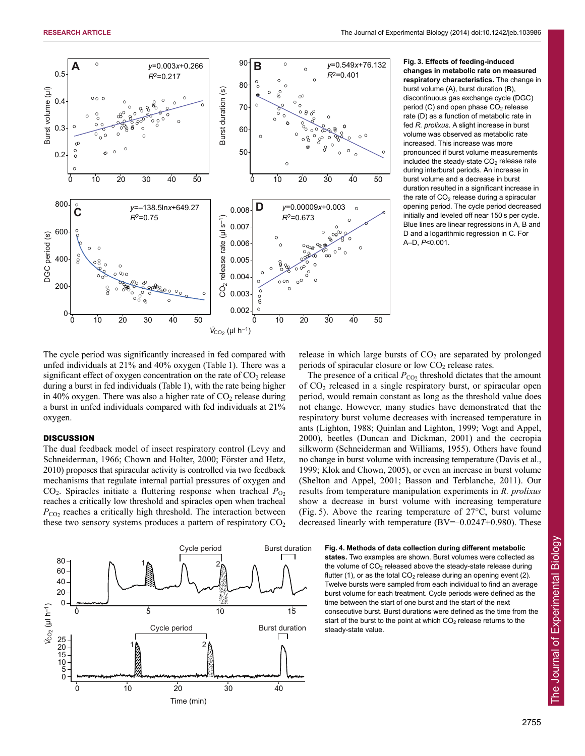A
$y$=0.003$x$+0.266
$R^2$=0.217
Burst volume (μl)
0.5
0.4
0.3
0.2
0 10 20 30 40 50

B
$y$=0.549$x$+76.132
$R^2$=0.401
Burst duration (s)
90
80
70
60
50
0 10 20 30 40 50

C
$y$=–138.5ln$x$+649.27
$R^2$=0.75
DGC period (s)
800
600
400
200
0
0 10 20 30 40 50

D
$y$=0.00009$x$+0.003
$R^2$=0.673
$CO_2$ release rate (μl $s^{-1}$)
0.008
0.007
0.006
0.005
0.004
0.003
0.002
0 10 20 30 40 50

$\dot{V}_{CO_2}$ (μl $h^{-1}$)

**Fig. 3. Effects of feeding-induced changes in metabolic rate on measured respiratory characteristics.** The change in burst volume (A), burst duration (B), discontinuous gas exchange cycle (DGC) period (C) and open phase $CO_2$ release rate (D) as a function of metabolic rate in fed *R. prolixus*. A slight increase in burst volume was observed as metabolic rate increased. This increase was more pronounced if burst volume measurements included the steady-state $CO_2$ release rate during interburst periods. An increase in burst volume and a decrease in burst duration resulted in a significant increase in the rate of $CO_2$ release during a spiracular opening period. The cycle period decreased initially and leveled off near 150 s per cycle. Blue lines are linear regressions in A, B and D and a logarithmic regression in C. For A–D, $P$<0.001.

The cycle period was significantly increased in fed compared with unfed individuals at 21% and 40% oxygen (Table 1). There was a significant effect of oxygen concentration on the rate of $CO_2$ release during a burst in fed individuals (Table 1), with the rate being higher in 40% oxygen. There was also a higher rate of $CO_2$ release during a burst in unfed individuals compared with fed individuals at 21% oxygen.

## DISCUSSION

The dual feedback model of insect respiratory control (Levy and Schneiderman, 1966; Chown and Holter, 2000; Förster and Hetz, 2010) proposes that spiracular activity is controlled via two feedback mechanisms that regulate internal partial pressures of oxygen and $CO_2$. Spiracles initiate a fluttering response when tracheal $P_{O_2}$ reaches a critically low threshold and spiracles open when tracheal $P_{CO_2}$ reaches a critically high threshold. The interaction between these two sensory systems produces a pattern of respiratory $CO_2$ release in which large bursts of $CO_2$ are separated by prolonged periods of spiracular closure or low $CO_2$ release rates.

The presence of a critical $P_{CO_2}$ threshold dictates that the amount of $CO_2$ released in a single respiratory burst, or spiracular open period, would remain constant as long as the threshold value does not change. However, many studies have demonstrated that the respiratory burst volume decreases with increased temperature in ants (Lighton, 1988; Quinlan and Lighton, 1999; Vogt and Appel, 2000), beetles (Duncan and Dickman, 2001) and the cecropia silkworm (Schneiderman and Williams, 1955). Others have found no change in burst volume with increasing temperature (Davis et al., 1999; Klok and Chown, 2005), or even an increase in burst volume (Shelton and Appel, 2001; Basson and Terblanche, 2011). Our results from temperature manipulation experiments in *R. prolixus* show a decrease in burst volume with increasing temperature (Fig. 5). Above the rearing temperature of 27°C, burst volume decreased linearly with temperature (BV=–0.024$T$+0.980). These

Cycle period
Burst duration
1
2
80
60
40
20
0
0 5 10 15
Cycle period
Burst duration
1
2
25
20
15
10
5
0
0 10 20 30 40
$\dot{V}_{CO_2}$ (μl $h^{-1}$)
Time (min)

**Fig. 4. Methods of data collection during different metabolic states.** Two examples are shown. Burst volumes were collected as the volume of $CO_2$ released above the steady-state release during flutter (1), or as the total $CO_2$ release during an opening event (2). Twelve bursts were sampled from each individual to find an average burst volume for each treatment. Cycle periods were defined as the time between the start of one burst and the start of the next consecutive burst. Burst durations were defined as the time from the start of the burst to the point at which $CO_2$ release returns to the steady-state value.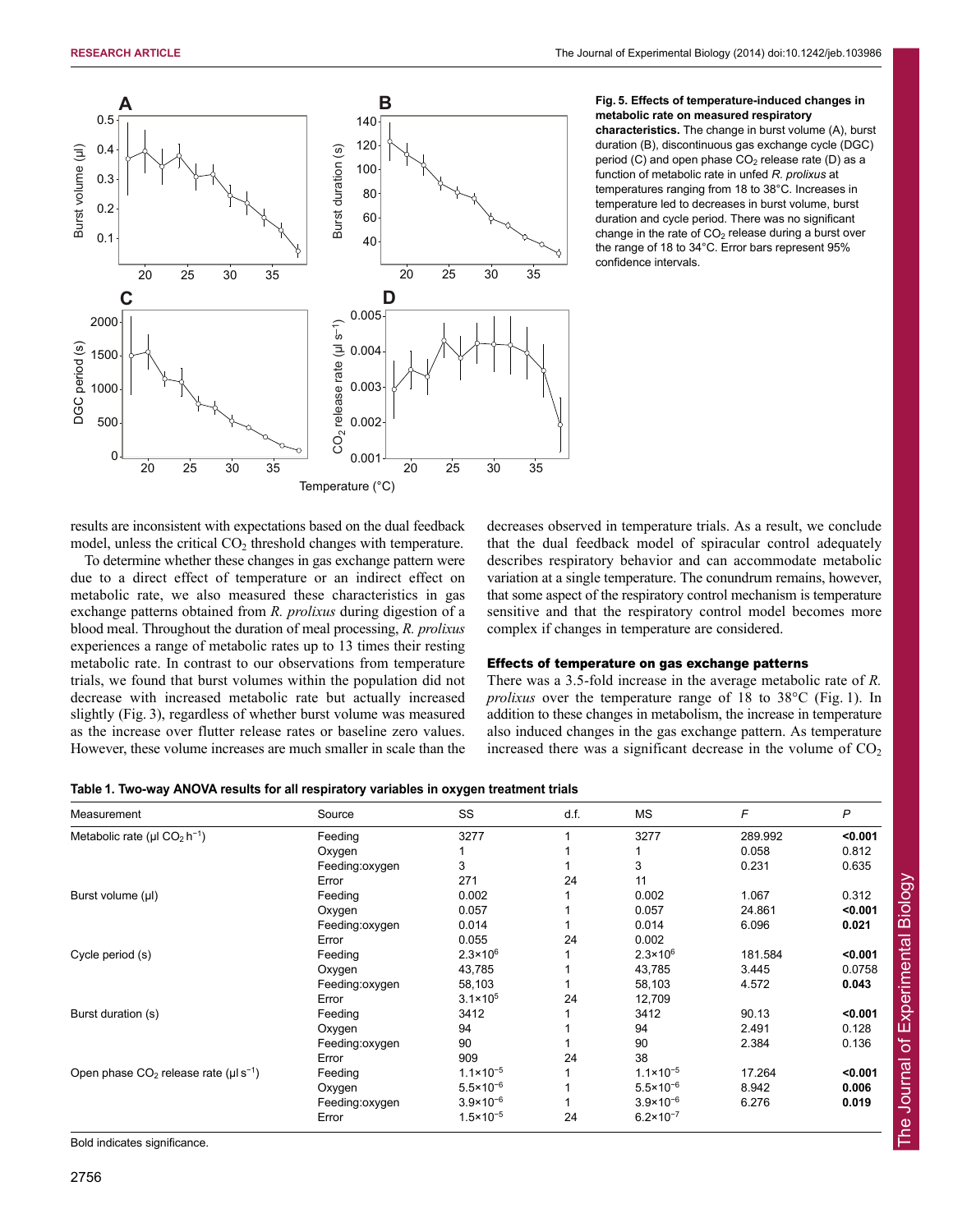A
0.5
0.4
0.3
0.2
0.1
Burst volume (µl)
20 25 30 35

B
140
120
100
80
60
40
Burst duration (s)
20 25 30 35

C
2000
1500
1000
500
0
DGC period (s)
20 25 30 35

D
0.005
0.004
0.003
0.002
0.001
$CO_2$ release rate (µl $s^{-1}$)
20 25 30 35

Temperature (°C)

**Fig. 5. Effects of temperature-induced changes in metabolic rate on measured respiratory characteristics.** The change in burst volume (A), burst duration (B), discontinuous gas exchange cycle (DGC) period (C) and open phase $CO_2$ release rate (D) as a function of metabolic rate in unfed *R. prolixus* at temperatures ranging from 18 to 38°C. Increases in temperature led to decreases in burst volume, burst duration and cycle period. There was no significant change in the rate of $CO_2$ release during a burst over the range of 18 to 34°C. Error bars represent 95% confidence intervals.

results are inconsistent with expectations based on the dual feedback model, unless the critical $CO_2$ threshold changes with temperature.

To determine whether these changes in gas exchange pattern were due to a direct effect of temperature or an indirect effect on metabolic rate, we also measured these characteristics in gas exchange patterns obtained from *R. prolixus* during digestion of a blood meal. Throughout the duration of meal processing, *R. prolixus* experiences a range of metabolic rates up to 13 times their resting metabolic rate. In contrast to our observations from temperature trials, we found that burst volumes within the population did not decrease with increased metabolic rate but actually increased slightly (Fig. 3), regardless of whether burst volume was measured as the increase over flutter release rates or baseline zero values. However, these volume increases are much smaller in scale than the decreases observed in temperature trials. As a result, we conclude that the dual feedback model of spiracular control adequately describes respiratory behavior and can accommodate metabolic variation at a single temperature. The conundrum remains, however, that some aspect of the respiratory control mechanism is temperature sensitive and that the respiratory control model becomes more complex if changes in temperature are considered.

## Effects of temperature on gas exchange patterns

There was a 3.5-fold increase in the average metabolic rate of *R. prolixus* over the temperature range of 18 to 38°C (Fig. 1). In addition to these changes in metabolism, the increase in temperature also induced changes in the gas exchange pattern. As temperature increased there was a significant decrease in the volume of $CO_2$

**Table 1. Two-way ANOVA results for all respiratory variables in oxygen treatment trials**

| Measurement | Source | SS | d.f. | MS | *F* | *P* |
|---|---|---|---|---|---|---|
| Metabolic rate (µl $CO_2$ $h^{-1}$) | Feeding | 3277 | 1 | 3277 | 289.992 | **<0.001** |
| | Oxygen | 1 | 1 | 1 | 0.058 | 0.812 |
| | Feeding:oxygen | 3 | 1 | 3 | 0.231 | 0.635 |
| | Error | 271 | 24 | 11 | | |
| Burst volume (µl) | Feeding | 0.002 | 1 | 0.002 | 1.067 | 0.312 |
| | Oxygen | 0.057 | 1 | 0.057 | 24.861 | **<0.001** |
| | Feeding:oxygen | 0.014 | 1 | 0.014 | 6.096 | **0.021** |
| | Error | 0.055 | 24 | 0.002 | | |
| Cycle period (s) | Feeding | $2.3\times10^{6}$ | 1 | $2.3\times10^{6}$ | 181.584 | **<0.001** |
| | Oxygen | 43,785 | 1 | 43,785 | 3.445 | 0.0758 |
| | Feeding:oxygen | 58,103 | 1 | 58,103 | 4.572 | **0.043** |
| | Error | $3.1\times10^{5}$ | 24 | 12,709 | | |
| Burst duration (s) | Feeding | 3412 | 1 | 3412 | 90.13 | **<0.001** |
| | Oxygen | 94 | 1 | 94 | 2.491 | 0.128 |
| | Feeding:oxygen | 90 | 1 | 90 | 2.384 | 0.136 |
| | Error | 909 | 24 | 38 | | |
| Open phase $CO_2$ release rate (µl $s^{-1}$) | Feeding | $1.1\times10^{-5}$ | 1 | $1.1\times10^{-5}$ | 17.264 | **<0.001** |
| | Oxygen | $5.5\times10^{-6}$ | 1 | $5.5\times10^{-6}$ | 8.942 | **0.006** |
| | Feeding:oxygen | $3.9\times10^{-6}$ | 1 | $3.9\times10^{-6}$ | 6.276 | **0.019** |
| | Error | $1.5\times10^{-5}$ | 24 | $6.2\times10^{-7}$ | | |

Bold indicates significance.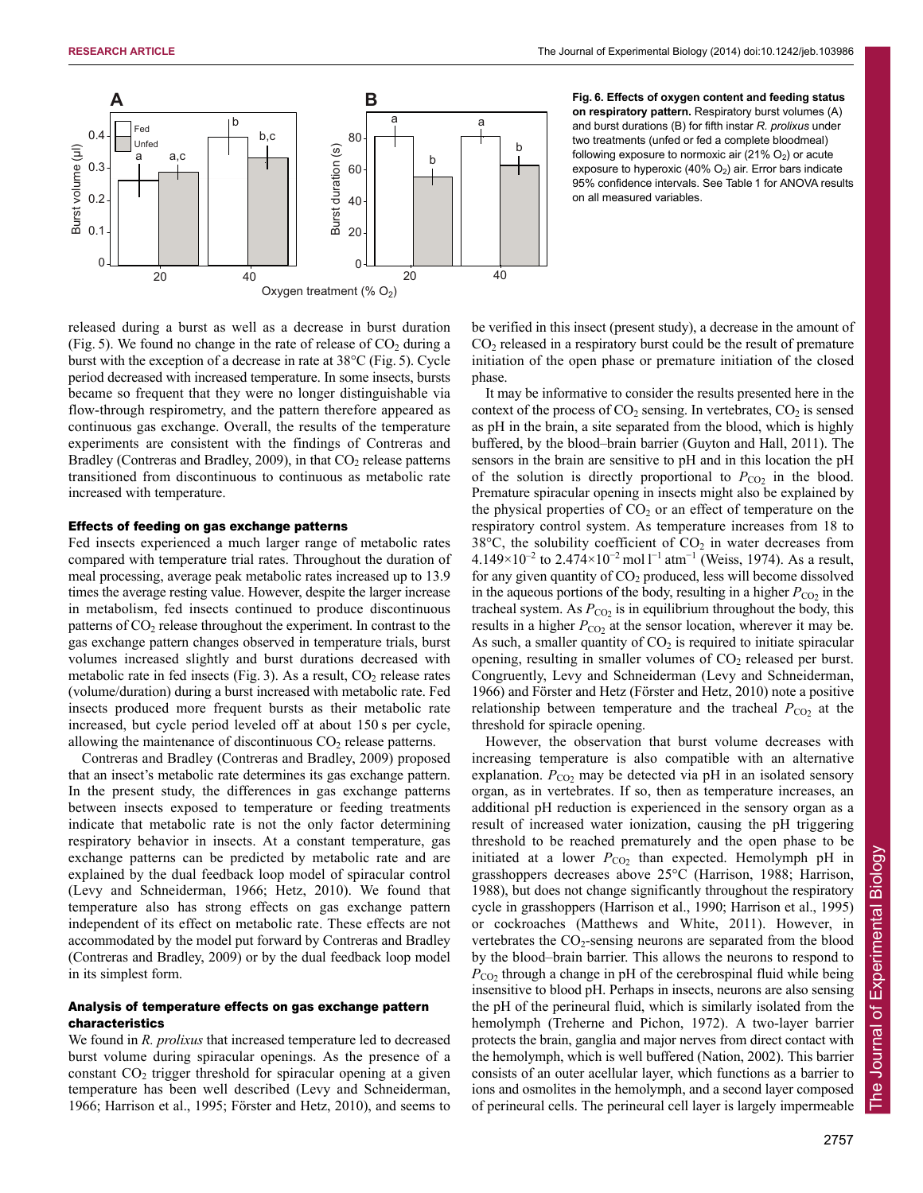A

Burst volume (μl)

0.4

0.3

0.2

0.1

0

Fed

Unfed

a

a,c

b

b,c

20

40

B

Burst duration (s)

80

60

40

20

0

a

b

a

b

20

40

Oxygen treatment (% $O_2$)

**Fig. 6. Effects of oxygen content and feeding status on respiratory pattern.** Respiratory burst volumes (A) and burst durations (B) for fifth instar *R. prolixus* under two treatments (unfed or fed a complete bloodmeal) following exposure to normoxic air (21% $O_2$) or acute exposure to hyperoxic (40% $O_2$) air. Error bars indicate 95% confidence intervals. See Table 1 for ANOVA results on all measured variables.

released during a burst as well as a decrease in burst duration (Fig. 5). We found no change in the rate of release of $CO_2$ during a burst with the exception of a decrease in rate at 38°C (Fig. 5). Cycle period decreased with increased temperature. In some insects, bursts became so frequent that they were no longer distinguishable via flow-through respirometry, and the pattern therefore appeared as continuous gas exchange. Overall, the results of the temperature experiments are consistent with the findings of Contreras and Bradley (Contreras and Bradley, 2009), in that $CO_2$ release patterns transitioned from discontinuous to continuous as metabolic rate increased with temperature.

#### Effects of feeding on gas exchange patterns

Fed insects experienced a much larger range of metabolic rates compared with temperature trial rates. Throughout the duration of meal processing, average peak metabolic rates increased up to 13.9 times the average resting value. However, despite the larger increase in metabolism, fed insects continued to produce discontinuous patterns of $CO_2$ release throughout the experiment. In contrast to the gas exchange pattern changes observed in temperature trials, burst volumes increased slightly and burst durations decreased with metabolic rate in fed insects (Fig. 3). As a result, $CO_2$ release rates (volume/duration) during a burst increased with metabolic rate. Fed insects produced more frequent bursts as their metabolic rate increased, but cycle period leveled off at about 150 s per cycle, allowing the maintenance of discontinuous $CO_2$ release patterns.

Contreras and Bradley (Contreras and Bradley, 2009) proposed that an insect's metabolic rate determines its gas exchange pattern. In the present study, the differences in gas exchange patterns between insects exposed to temperature or feeding treatments indicate that metabolic rate is not the only factor determining respiratory behavior in insects. At a constant temperature, gas exchange patterns can be predicted by metabolic rate and are explained by the dual feedback loop model of spiracular control (Levy and Schneiderman, 1966; Hetz, 2010). We found that temperature also has strong effects on gas exchange pattern independent of its effect on metabolic rate. These effects are not accommodated by the model put forward by Contreras and Bradley (Contreras and Bradley, 2009) or by the dual feedback loop model in its simplest form.

#### Analysis of temperature effects on gas exchange pattern characteristics

We found in *R. prolixus* that increased temperature led to decreased burst volume during spiracular openings. As the presence of a constant $CO_2$ trigger threshold for spiracular opening at a given temperature has been well described (Levy and Schneiderman, 1966; Harrison et al., 1995; Förster and Hetz, 2010), and seems to be verified in this insect (present study), a decrease in the amount of $CO_2$ released in a respiratory burst could be the result of premature initiation of the open phase or premature initiation of the closed phase.

It may be informative to consider the results presented here in the context of the process of $CO_2$ sensing. In vertebrates, $CO_2$ is sensed as pH in the brain, a site separated from the blood, which is highly buffered, by the blood–brain barrier (Guyton and Hall, 2011). The sensors in the brain are sensitive to pH and in this location the pH of the solution is directly proportional to $P_{CO_2}$ in the blood. Premature spiracular opening in insects might also be explained by the physical properties of $CO_2$ or an effect of temperature on the respiratory control system. As temperature increases from 18 to 38°C, the solubility coefficient of $CO_2$ in water decreases from $4.149\times10^{-2}$ to $2.474\times10^{-2}$ mol l$^{-1}$ atm$^{-1}$ (Weiss, 1974). As a result, for any given quantity of $CO_2$ produced, less will become dissolved in the aqueous portions of the body, resulting in a higher $P_{CO_2}$ in the tracheal system. As $P_{CO_2}$ is in equilibrium throughout the body, this results in a higher $P_{CO_2}$ at the sensor location, wherever it may be. As such, a smaller quantity of $CO_2$ is required to initiate spiracular opening, resulting in smaller volumes of $CO_2$ released per burst. Congruently, Levy and Schneiderman (Levy and Schneiderman, 1966) and Förster and Hetz (Förster and Hetz, 2010) note a positive relationship between temperature and the tracheal $P_{CO_2}$ at the threshold for spiracle opening.

However, the observation that burst volume decreases with increasing temperature is also compatible with an alternative explanation. $P_{CO_2}$ may be detected via pH in an isolated sensory organ, as in vertebrates. If so, then as temperature increases, an additional pH reduction is experienced in the sensory organ as a result of increased water ionization, causing the pH triggering threshold to be reached prematurely and the open phase to be initiated at a lower $P_{CO_2}$ than expected. Hemolymph pH in grasshoppers decreases above 25°C (Harrison, 1988; Harrison, 1988), but does not change significantly throughout the respiratory cycle in grasshoppers (Harrison et al., 1990; Harrison et al., 1995) or cockroaches (Matthews and White, 2011). However, in vertebrates the $CO_2$-sensing neurons are separated from the blood by the blood–brain barrier. This allows the neurons to respond to $P_{CO_2}$ through a change in pH of the cerebrospinal fluid while being insensitive to blood pH. Perhaps in insects, neurons are also sensing the pH of the perineural fluid, which is similarly isolated from the hemolymph (Treherne and Pichon, 1972). A two-layer barrier protects the brain, ganglia and major nerves from direct contact with the hemolymph, which is well buffered (Nation, 2002). This barrier consists of an outer acellular layer, which functions as a barrier to ions and osmolites in the hemolymph, and a second layer composed of perineural cells. The perineural cell layer is largely impermeable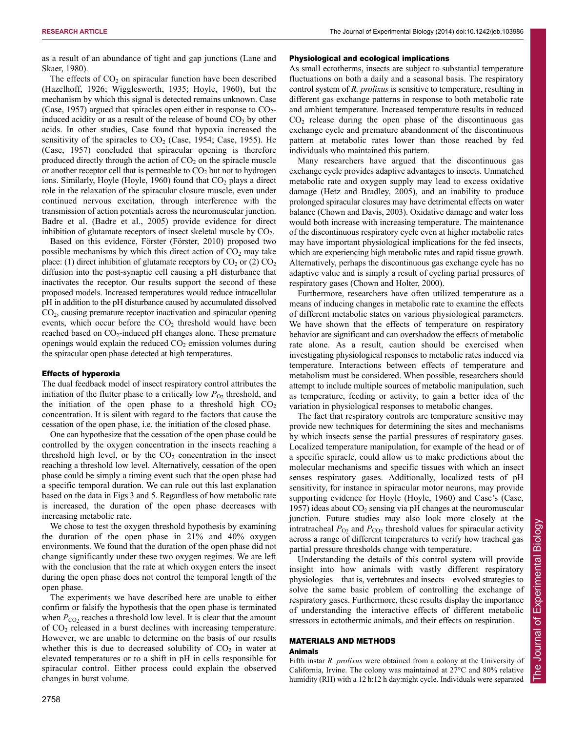as a result of an abundance of tight and gap junctions (Lane and Skaer, 1980).

The effects of $CO_2$ on spiracular function have been described (Hazelhoff, 1926; Wigglesworth, 1935; Hoyle, 1960), but the mechanism by which this signal is detected remains unknown. Case (Case, 1957) argued that spiracles open either in response to $CO_2$-induced acidity or as a result of the release of bound $CO_2$ by other acids. In other studies, Case found that hypoxia increased the sensitivity of the spiracles to $CO_2$ (Case, 1954; Case, 1955). He (Case, 1957) concluded that spiracular opening is therefore produced directly through the action of $CO_2$ on the spiracle muscle or another receptor cell that is permeable to $CO_2$ but not to hydrogen ions. Similarly, Hoyle (Hoyle, 1960) found that $CO_2$ plays a direct role in the relaxation of the spiracular closure muscle, even under continued nervous excitation, through interference with the transmission of action potentials across the neuromuscular junction. Badre et al. (Badre et al., 2005) provide evidence for direct inhibition of glutamate receptors of insect skeletal muscle by $CO_2$.

Based on this evidence, Förster (Förster, 2010) proposed two possible mechanisms by which this direct action of $CO_2$ may take place: (1) direct inhibition of glutamate receptors by $CO_2$ or (2) $CO_2$ diffusion into the post-synaptic cell causing a pH disturbance that inactivates the receptor. Our results support the second of these proposed models. Increased temperatures would reduce intracellular pH in addition to the pH disturbance caused by accumulated dissolved $CO_2$, causing premature receptor inactivation and spiracular opening events, which occur before the $CO_2$ threshold would have been reached based on $CO_2$-induced pH changes alone. These premature openings would explain the reduced $CO_2$ emission volumes during the spiracular open phase detected at high temperatures.

### Effects of hyperoxia

The dual feedback model of insect respiratory control attributes the initiation of the flutter phase to a critically low $P_{O_2}$ threshold, and the initiation of the open phase to a threshold high $CO_2$ concentration. It is silent with regard to the factors that cause the cessation of the open phase, i.e. the initiation of the closed phase.

One can hypothesize that the cessation of the open phase could be controlled by the oxygen concentration in the insects reaching a threshold high level, or by the $CO_2$ concentration in the insect reaching a threshold low level. Alternatively, cessation of the open phase could be simply a timing event such that the open phase had a specific temporal duration. We can rule out this last explanation based on the data in Figs 3 and 5. Regardless of how metabolic rate is increased, the duration of the open phase decreases with increasing metabolic rate.

We chose to test the oxygen threshold hypothesis by examining the duration of the open phase in 21% and 40% oxygen environments. We found that the duration of the open phase did not change significantly under these two oxygen regimes. We are left with the conclusion that the rate at which oxygen enters the insect during the open phase does not control the temporal length of the open phase.

The experiments we have described here are unable to either confirm or falsify the hypothesis that the open phase is terminated when $P_{CO_2}$ reaches a threshold low level. It is clear that the amount of $CO_2$ released in a burst declines with increasing temperature. However, we are unable to determine on the basis of our results whether this is due to decreased solubility of $CO_2$ in water at elevated temperatures or to a shift in pH in cells responsible for spiracular control. Either process could explain the observed changes in burst volume.

### Physiological and ecological implications

As small ectotherms, insects are subject to substantial temperature fluctuations on both a daily and a seasonal basis. The respiratory control system of *R. prolixus* is sensitive to temperature, resulting in different gas exchange patterns in response to both metabolic rate and ambient temperature. Increased temperature results in reduced $CO_2$ release during the open phase of the discontinuous gas exchange cycle and premature abandonment of the discontinuous pattern at metabolic rates lower than those reached by fed individuals who maintained this pattern.

Many researchers have argued that the discontinuous gas exchange cycle provides adaptive advantages to insects. Unmatched metabolic rate and oxygen supply may lead to excess oxidative damage (Hetz and Bradley, 2005), and an inability to produce prolonged spiracular closures may have detrimental effects on water balance (Chown and Davis, 2003). Oxidative damage and water loss would both increase with increasing temperature. The maintenance of the discontinuous respiratory cycle even at higher metabolic rates may have important physiological implications for the fed insects, which are experiencing high metabolic rates and rapid tissue growth. Alternatively, perhaps the discontinuous gas exchange cycle has no adaptive value and is simply a result of cycling partial pressures of respiratory gases (Chown and Holter, 2000).

Furthermore, researchers have often utilized temperature as a means of inducing changes in metabolic rate to examine the effects of different metabolic states on various physiological parameters. We have shown that the effects of temperature on respiratory behavior are significant and can overshadow the effects of metabolic rate alone. As a result, caution should be exercised when investigating physiological responses to metabolic rates induced via temperature. Interactions between effects of temperature and metabolism must be considered. When possible, researchers should attempt to include multiple sources of metabolic manipulation, such as temperature, feeding or activity, to gain a better idea of the variation in physiological responses to metabolic changes.

The fact that respiratory controls are temperature sensitive may provide new techniques for determining the sites and mechanisms by which insects sense the partial pressures of respiratory gases. Localized temperature manipulation, for example of the head or of a specific spiracle, could allow us to make predictions about the molecular mechanisms and specific tissues with which an insect senses respiratory gases. Additionally, localized tests of pH sensitivity, for instance in spiracular motor neurons, may provide supporting evidence for Hoyle (Hoyle, 1960) and Case's (Case, 1957) ideas about $CO_2$ sensing via pH changes at the neuromuscular junction. Future studies may also look more closely at the intratracheal $P_{O_2}$ and $P_{CO_2}$ threshold values for spiracular activity across a range of different temperatures to verify how tracheal gas partial pressure thresholds change with temperature.

Understanding the details of this control system will provide insight into how animals with vastly different respiratory physiologies – that is, vertebrates and insects – evolved strategies to solve the same basic problem of controlling the exchange of respiratory gases. Furthermore, these results display the importance of understanding the interactive effects of different metabolic stressors in ectothermic animals, and their effects on respiration.

## MATERIALS AND METHODS

### Animals

Fifth instar *R. prolixus* were obtained from a colony at the University of California, Irvine. The colony was maintained at 27°C and 80% relative humidity (RH) with a 12 h:12 h day:night cycle. Individuals were separated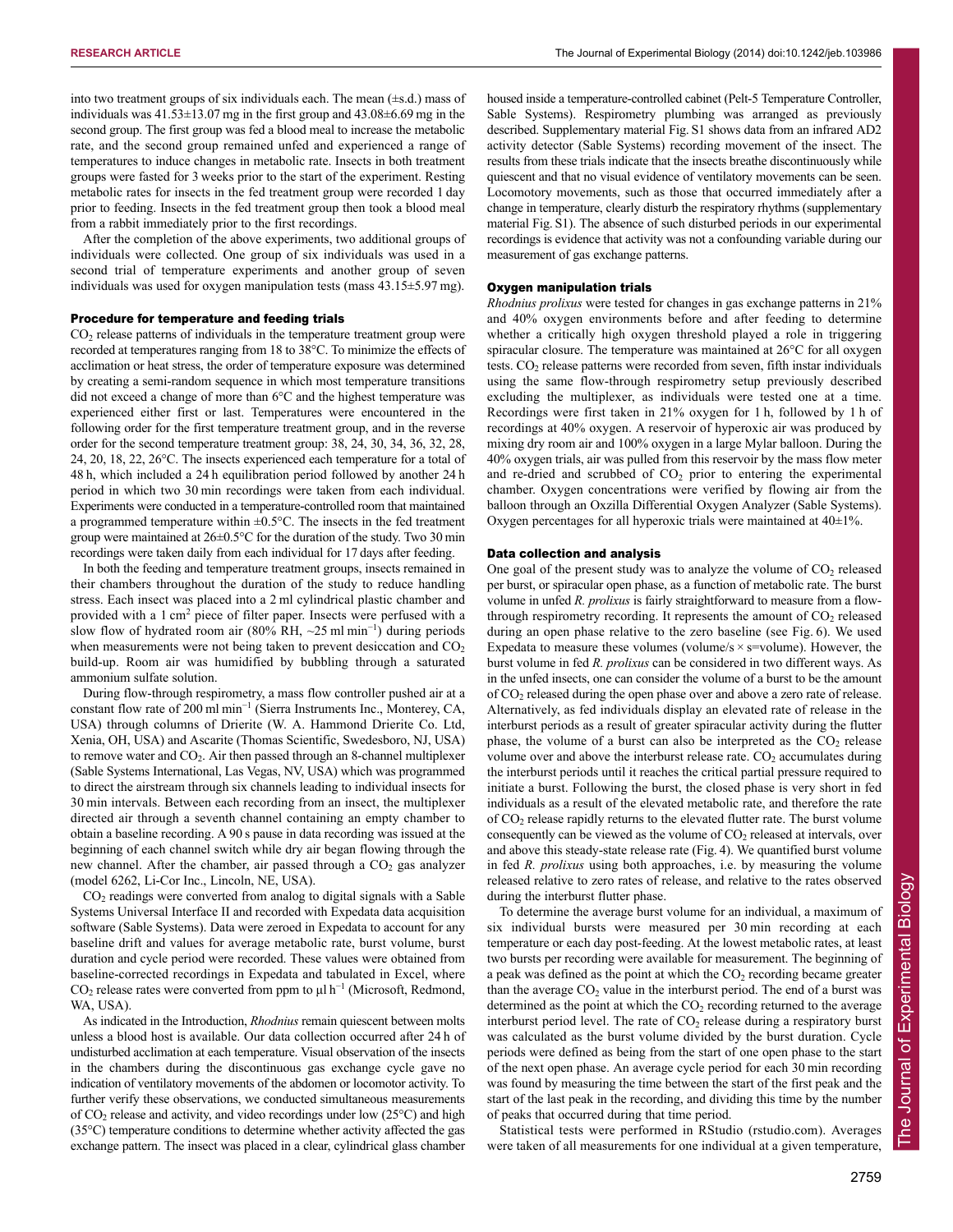into two treatment groups of six individuals each. The mean (±s.d.) mass of individuals was 41.53±13.07 mg in the first group and 43.08±6.69 mg in the second group. The first group was fed a blood meal to increase the metabolic rate, and the second group remained unfed and experienced a range of temperatures to induce changes in metabolic rate. Insects in both treatment groups were fasted for 3 weeks prior to the start of the experiment. Resting metabolic rates for insects in the fed treatment group were recorded 1 day prior to feeding. Insects in the fed treatment group then took a blood meal from a rabbit immediately prior to the first recordings.

After the completion of the above experiments, two additional groups of individuals were collected. One group of six individuals was used in a second trial of temperature experiments and another group of seven individuals was used for oxygen manipulation tests (mass 43.15±5.97 mg).

### Procedure for temperature and feeding trials

$CO_2$ release patterns of individuals in the temperature treatment group were recorded at temperatures ranging from 18 to 38°C. To minimize the effects of acclimation or heat stress, the order of temperature exposure was determined by creating a semi-random sequence in which most temperature transitions did not exceed a change of more than 6°C and the highest temperature was experienced either first or last. Temperatures were encountered in the following order for the first temperature treatment group, and in the reverse order for the second temperature treatment group: 38, 24, 30, 34, 36, 32, 28, 24, 20, 18, 22, 26°C. The insects experienced each temperature for a total of 48 h, which included a 24 h equilibration period followed by another 24 h period in which two 30 min recordings were taken from each individual. Experiments were conducted in a temperature-controlled room that maintained a programmed temperature within ±0.5°C. The insects in the fed treatment group were maintained at 26±0.5°C for the duration of the study. Two 30 min recordings were taken daily from each individual for 17 days after feeding.

In both the feeding and temperature treatment groups, insects remained in their chambers throughout the duration of the study to reduce handling stress. Each insect was placed into a 2 ml cylindrical plastic chamber and provided with a 1 $cm^2$ piece of filter paper. Insects were perfused with a slow flow of hydrated room air (80% RH, ~25 ml $min^{-1}$) during periods when measurements were not being taken to prevent desiccation and $CO_2$ build-up. Room air was humidified by bubbling through a saturated ammonium sulfate solution.

During flow-through respirometry, a mass flow controller pushed air at a constant flow rate of 200 ml $min^{-1}$ (Sierra Instruments Inc., Monterey, CA, USA) through columns of Drierite (W. A. Hammond Drierite Co. Ltd, Xenia, OH, USA) and Ascarite (Thomas Scientific, Swedesboro, NJ, USA) to remove water and $CO_2$. Air then passed through an 8-channel multiplexer (Sable Systems International, Las Vegas, NV, USA) which was programmed to direct the airstream through six channels leading to individual insects for 30 min intervals. Between each recording from an insect, the multiplexer directed air through a seventh channel containing an empty chamber to obtain a baseline recording. A 90 s pause in data recording was issued at the beginning of each channel switch while dry air began flowing through the new channel. After the chamber, air passed through a $CO_2$ gas analyzer (model 6262, Li-Cor Inc., Lincoln, NE, USA).

$CO_2$ readings were converted from analog to digital signals with a Sable Systems Universal Interface II and recorded with Expedata data acquisition software (Sable Systems). Data were zeroed in Expedata to account for any baseline drift and values for average metabolic rate, burst volume, burst duration and cycle period were recorded. These values were obtained from baseline-corrected recordings in Expedata and tabulated in Excel, where $CO_2$ release rates were converted from ppm to µl $h^{-1}$ (Microsoft, Redmond, WA, USA).

As indicated in the Introduction, *Rhodnius* remain quiescent between molts unless a blood host is available. Our data collection occurred after 24 h of undisturbed acclimation at each temperature. Visual observation of the insects in the chambers during the discontinuous gas exchange cycle gave no indication of ventilatory movements of the abdomen or locomotor activity. To further verify these observations, we conducted simultaneous measurements of $CO_2$ release and activity, and video recordings under low (25°C) and high (35°C) temperature conditions to determine whether activity affected the gas exchange pattern. The insect was placed in a clear, cylindrical glass chamber housed inside a temperature-controlled cabinet (Pelt-5 Temperature Controller, Sable Systems). Respirometry plumbing was arranged as previously described. Supplementary material Fig. S1 shows data from an infrared AD2 activity detector (Sable Systems) recording movement of the insect. The results from these trials indicate that the insects breathe discontinuously while quiescent and that no visual evidence of ventilatory movements can be seen. Locomotory movements, such as those that occurred immediately after a change in temperature, clearly disturb the respiratory rhythms (supplementary material Fig. S1). The absence of such disturbed periods in our experimental recordings is evidence that activity was not a confounding variable during our measurement of gas exchange patterns.

### Oxygen manipulation trials

*Rhodnius prolixus* were tested for changes in gas exchange patterns in 21% and 40% oxygen environments before and after feeding to determine whether a critically high oxygen threshold played a role in triggering spiracular closure. The temperature was maintained at 26°C for all oxygen tests. $CO_2$ release patterns were recorded from seven, fifth instar individuals using the same flow-through respirometry setup previously described excluding the multiplexer, as individuals were tested one at a time. Recordings were first taken in 21% oxygen for 1 h, followed by 1 h of recordings at 40% oxygen. A reservoir of hyperoxic air was produced by mixing dry room air and 100% oxygen in a large Mylar balloon. During the 40% oxygen trials, air was pulled from this reservoir by the mass flow meter and re-dried and scrubbed of $CO_2$ prior to entering the experimental chamber. Oxygen concentrations were verified by flowing air from the balloon through an Oxzilla Differential Oxygen Analyzer (Sable Systems). Oxygen percentages for all hyperoxic trials were maintained at 40±1%.

### Data collection and analysis

One goal of the present study was to analyze the volume of $CO_2$ released per burst, or spiracular open phase, as a function of metabolic rate. The burst volume in unfed *R. prolixus* is fairly straightforward to measure from a flow-through respirometry recording. It represents the amount of $CO_2$ released during an open phase relative to the zero baseline (see Fig. 6). We used Expedata to measure these volumes (volume/s × s=volume). However, the burst volume in fed *R. prolixus* can be considered in two different ways. As in the unfed insects, one can consider the volume of a burst to be the amount of $CO_2$ released during the open phase over and above a zero rate of release. Alternatively, as fed individuals display an elevated rate of release in the interburst periods as a result of greater spiracular activity during the flutter phase, the volume of a burst can also be interpreted as the $CO_2$ release volume over and above the interburst release rate. $CO_2$ accumulates during the interburst periods until it reaches the critical partial pressure required to initiate a burst. Following the burst, the closed phase is very short in fed individuals as a result of the elevated metabolic rate, and therefore the rate of $CO_2$ release rapidly returns to the elevated flutter rate. The burst volume consequently can be viewed as the volume of $CO_2$ released at intervals, over and above this steady-state release rate (Fig. 4). We quantified burst volume in fed *R. prolixus* using both approaches, i.e. by measuring the volume released relative to zero rates of release, and relative to the rates observed during the interburst flutter phase.

To determine the average burst volume for an individual, a maximum of six individual bursts were measured per 30 min recording at each temperature or each day post-feeding. At the lowest metabolic rates, at least two bursts per recording were available for measurement. The beginning of a peak was defined as the point at which the $CO_2$ recording became greater than the average $CO_2$ value in the interburst period. The end of a burst was determined as the point at which the $CO_2$ recording returned to the average interburst period level. The rate of $CO_2$ release during a respiratory burst was calculated as the burst volume divided by the burst duration. Cycle periods were defined as being from the start of one open phase to the start of the next open phase. An average cycle period for each 30 min recording was found by measuring the time between the start of the first peak and the start of the last peak in the recording, and dividing this time by the number of peaks that occurred during that time period.

Statistical tests were performed in RStudio (rstudio.com). Averages were taken of all measurements for one individual at a given temperature,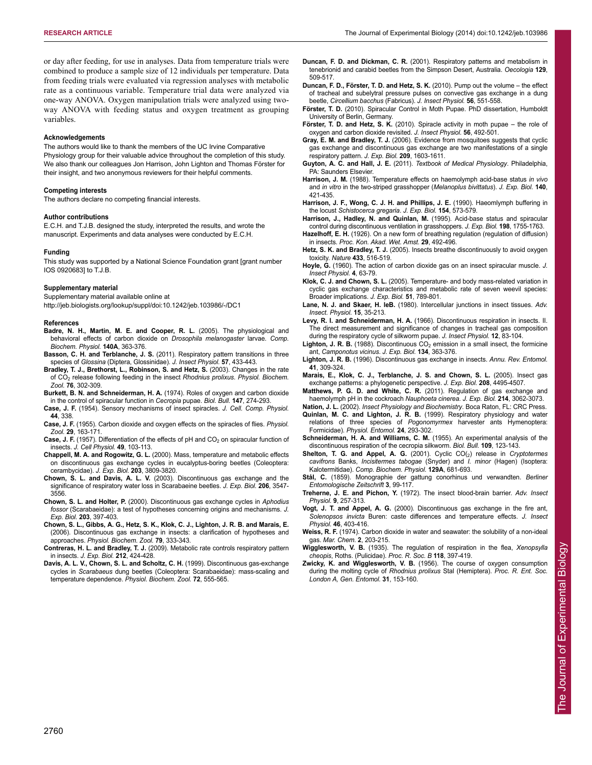or day after feeding, for use in analyses. Data from temperature trials were combined to produce a sample size of 12 individuals per temperature. Data from feeding trials were evaluated via regression analyses with metabolic rate as a continuous variable. Temperature trial data were analyzed via one-way ANOVA. Oxygen manipulation trials were analyzed using two-way ANOVA with feeding status and oxygen treatment as grouping variables.

#### Acknowledgements
The authors would like to thank the members of the UC Irvine Comparative Physiology group for their valuable advice throughout the completion of this study. We also thank our colleagues Jon Harrison, John Lighton and Thomas Förster for their insight, and two anonymous reviewers for their helpful comments.

#### Competing interests
The authors declare no competing financial interests.

#### Author contributions
E.C.H. and T.J.B. designed the study, interpreted the results, and wrote the manuscript. Experiments and data analyses were conducted by E.C.H.

#### Funding
This study was supported by a National Science Foundation grant [grant number IOS 0920683] to T.J.B.

#### Supplementary material
Supplementary material available online at
http://jeb.biologists.org/lookup/suppl/doi:10.1242/jeb.103986/-/DC1

#### References
**Badre, N. H., Martin, M. E. and Cooper, R. L.** (2005). The physiological and behavioral effects of carbon dioxide on *Drosophila melanogaster* larvae. *Comp. Biochem. Physiol.* **140A**, 363-376.

**Basson, C. H. and Terblanche, J. S.** (2011). Respiratory pattern transitions in three species of *Glossina* (Diptera, Glossinidae). *J. Insect Physiol.* **57**, 433-443.

**Bradley, T. J., Brethorst, L., Robinson, S. and Hetz, S.** (2003). Changes in the rate of $CO_2$ release following feeding in the insect *Rhodnius prolixus*. *Physiol. Biochem. Zool.* **76**, 302-309.

**Burkett, B. N. and Schneiderman, H. A.** (1974). Roles of oxygen and carbon dioxide in the control of spiracular function in *Cecropia* pupae. *Biol. Bull.* **147**, 274-293.

**Case, J. F.** (1954). Sensory mechanisms of insect spiracles. *J. Cell. Comp. Physiol.* **44**, 338.

**Case, J. F.** (1955). Carbon dioxide and oxygen effects on the spiracles of flies. *Physiol. Zool.* **29**, 163-171.

**Case, J. F.** (1957). Differentiation of the effects of pH and $CO_2$ on spiracular function of insects. *J. Cell Physiol.* **49**, 103-113.

**Chappell, M. A. and Rogowitz, G. L.** (2000). Mass, temperature and metabolic effects on discontinuous gas exchange cycles in eucalyptus-boring beetles (Coleoptera: cerambycidae). *J. Exp. Biol.* **203**, 3809-3820.

**Chown, S. L. and Davis, A. L. V.** (2003). Discontinuous gas exchange and the significance of respiratory water loss in Scarabaeine beetles. *J. Exp. Biol.* **206**, 3547-3556.

**Chown, S. L. and Holter, P.** (2000). Discontinuous gas exchange cycles in *Aphodius fossor* (Scarabaeidae): a test of hypotheses concerning origins and mechanisms. *J. Exp. Biol.* **203**, 397-403.

**Chown, S. L., Gibbs, A. G., Hetz, S. K., Klok, C. J., Lighton, J. R. B. and Marais, E.** (2006). Discontinuous gas exchange in insects: a clarification of hypotheses and approaches. *Physiol. Biochem. Zool.* **79**, 333-343.

**Contreras, H. L. and Bradley, T. J.** (2009). Metabolic rate controls respiratory pattern in insects. *J. Exp. Biol.* **212**, 424-428.

**Davis, A. L. V., Chown, S. L. and Scholtz, C. H.** (1999). Discontinuous gas-exchange cycles in *Scarabaeus* dung beetles (Coleoptera: Scarabaeidae): mass-scaling and temperature dependence. *Physiol. Biochem. Zool.* **72**, 555-565.

**Duncan, F. D. and Dickman, C. R.** (2001). Respiratory patterns and metabolism in tenebrionid and carabid beetles from the Simpson Desert, Australia. *Oecologia* **129**, 509-517.

**Duncan, F. D., Förster, T. D. and Hetz, S. K.** (2010). Pump out the volume – the effect of tracheal and subelytral pressure pulses on convective gas exchange in a dung beetle, *Circellium bacchus* (Fabricus). *J. Insect Physiol.* **56**, 551-558.

**Förster, T. D.** (2010). Spiracular Control in Moth Pupae. PhD dissertation, Humboldt University of Berlin, Germany.

**Förster, T. D. and Hetz, S. K.** (2010). Spiracle activity in moth pupae – the role of oxygen and carbon dioxide revisited. *J. Insect Physiol.* **56**, 492-501.

**Gray, E. M. and Bradley, T. J.** (2006). Evidence from mosquitoes suggests that cyclic gas exchange and discontinuous gas exchange are two manifestations of a single respiratory pattern. *J. Exp. Biol.* **209**, 1603-1611.

**Guyton, A. C. and Hall, J. E.** (2011). *Textbook of Medical Physiology*. Philadelphia, PA: Saunders Elsevier.

**Harrison, J. M.** (1988). Temperature effects on haemolymph acid-base status *in vivo* and *in vitro* in the two-striped grasshopper (*Melanoplus bivittatus*). *J. Exp. Biol.* **140**, 421-435.

**Harrison, J. F., Wong, C. J. H. and Phillips, J. E.** (1990). Haeomlymph buffering in the locust *Schistocerca gregaria*. *J. Exp. Biol.* **154**, 573-579.

**Harrison, J., Hadley, N. and Quinlan, M.** (1995). Acid-base status and spiracular control during discontinuous ventilation in grasshoppers. *J. Exp. Biol.* **198**, 1755-1763.

**Hazelhoff, E. H.** (1926). On a new form of breathing regulation (regulation of diffusion) in insects. *Proc. Kon. Akad. Wet. Amst.* **29**, 492-496.

**Hetz, S. K. and Bradley, T. J.** (2005). Insects breathe discontinuously to avoid oxygen toxicity. *Nature* **433**, 516-519.

**Hoyle, G.** (1960). The action of carbon dioxide gas on an insect spiracular muscle. *J. Insect Physiol.* **4**, 63-79.

**Klok, C. J. and Chown, S. L.** (2005). Temperature- and body mass-related variation in cyclic gas exchange characteristics and metabolic rate of seven weevil species: Broader implications. *J. Exp. Biol.* **51**, 789-801.

**Lane, N. J. and Skaer, H. leB.** (1980). Intercellular junctions in insect tissues. *Adv. Insect. Physiol.* **15**, 35-213.

**Levy, R. I. and Schneiderman, H. A.** (1966). Discontinuous respiration in insects. II. The direct measurement and significance of changes in tracheal gas composition during the respiratory cycle of silkworm pupae. *J. Insect Physiol.* **12**, 83-104.

**Lighton, J. R. B.** (1988). Discontinuous $CO_2$ emission in a small insect, the formicine ant, *Camponotus vicinus*. *J. Exp. Biol.* **134**, 363-376.

**Lighton, J. R. B.** (1996). Discontinuous gas exchange in insects. *Annu. Rev. Entomol.* **41**, 309-324.

**Marais, E., Klok, C. J., Terblanche, J. S. and Chown, S. L.** (2005). Insect gas exchange patterns: a phylogenetic perspective. *J. Exp. Biol.* **208**, 4495-4507.

**Matthews, P. G. D. and White, C. R.** (2011). Regulation of gas exchange and haemolymph pH in the cockroach *Nauphoeta cinerea*. *J. Exp. Biol.* **214**, 3062-3073.

**Nation, J. L.** (2002). *Insect Physiology and Biochemistry*. Boca Raton, FL: CRC Press.

**Quinlan, M. C. and Lighton, J. R. B.** (1999). Respiratory physiology and water relations of three species of *Pogonomyrmex* harvester ants Hymenoptera: Formicidae). *Physiol. Entomol.* **24**, 293-302.

**Schneiderman, H. A. and Williams, C. M.** (1955). An experimental analysis of the discontinuous respiration of the cecropia silkworm. *Biol. Bull.* **109**, 123-143.

**Shelton, T. G. and Appel, A. G.** (2001). Cyclic $CO_{(2)}$ release in *Cryptotermes cavifrons* Banks, *Incisitermes tabogae* (Snyder) and *I. minor* (Hagen) (Isoptera: Kalotermitidae). *Comp. Biochem. Physiol.* **129A**, 681-693.

**Stål, C.** (1859). Monographie der gattung conorhinus und verwandten. *Berliner Entomologische Zeitschrift* **3**, 99-117.

**Treherne, J. E. and Pichon, Y.** (1972). The insect blood-brain barrier. *Adv. Insect Physiol.* **9**, 257-313.

**Vogt, J. T. and Appel, A. G.** (2000). Discontinuous gas exchange in the fire ant, *Solenopsos invicta* Buren: caste differences and temperature effects. *J. Insect Physiol.* **46**, 403-416.

**Weiss, R. F.** (1974). Carbon dioxide in water and seawater: the solubility of a non-ideal gas. *Mar. Chem.* **2**, 203-215.

**Wigglesworth, V. B.** (1935). The regulation of respiration in the flea, *Xenopsylla cheopis*, Roths. (Pulicidae). *Proc. R. Soc. B* **118**, 397-419.

**Zwicky, K. and Wigglesworth, V. B.** (1956). The course of oxygen consumption during the molting cycle of *Rhodnius prolixus* Stal (Hemiptera). *Proc. R. Ent. Soc. London A, Gen. Entomol.* **31**, 153-160.